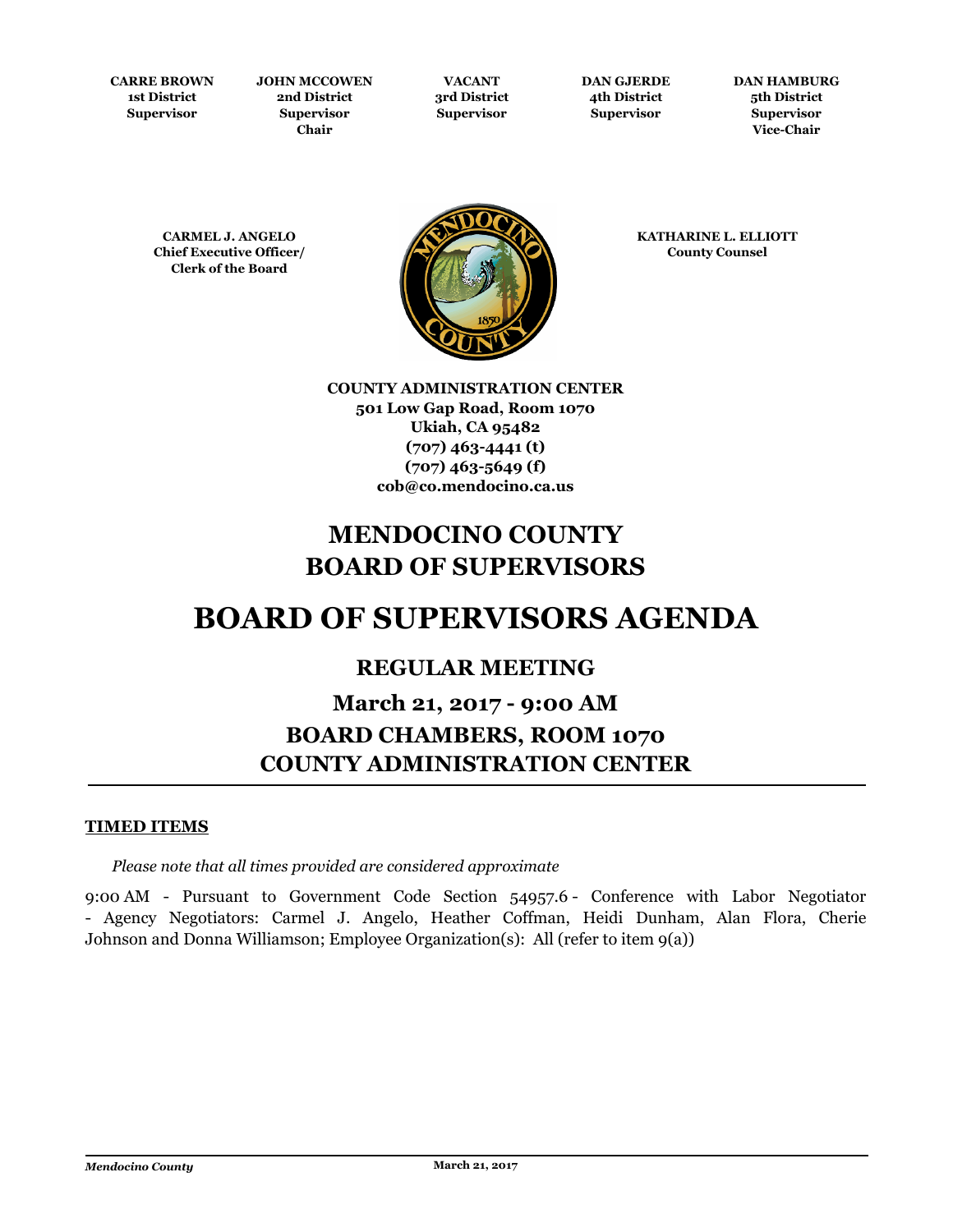| CARRE BROWN | JOHN MCCOWEN | VACANT | DAN GJERDE | DAN HAMBURG |
|---|---|---|---|---|
| 1st District Supervisor | 2nd District Supervisor Chair | 3rd District Supervisor | 4th District Supervisor | 5th District Supervisor Vice-Chair |

**CARMEL J. ANGELO**
**Chief Executive Officer/**
**Clerk of the Board**

**KATHARINE L. ELLIOTT**
**County Counsel**

**COUNTY ADMINISTRATION CENTER**
**501 Low Gap Road, Room 1070**
**Ukiah, CA 95482**
**(707) 463-4441 (t)**
**(707) 463-5649 (f)**
**cob@co.mendocino.ca.us**

# MENDOCINO COUNTY BOARD OF SUPERVISORS

# BOARD OF SUPERVISORS AGENDA

## REGULAR MEETING

## March 21, 2017 - 9:00 AM
## BOARD CHAMBERS, ROOM 1070
## COUNTY ADMINISTRATION CENTER

---

**TIMED ITEMS**

*Please note that all times provided are considered approximate*

9:00 AM - Pursuant to Government Code Section 54957.6 - Conference with Labor Negotiator - Agency Negotiators: Carmel J. Angelo, Heather Coffman, Heidi Dunham, Alan Flora, Cherie Johnson and Donna Williamson; Employee Organization(s): All (refer to item 9(a))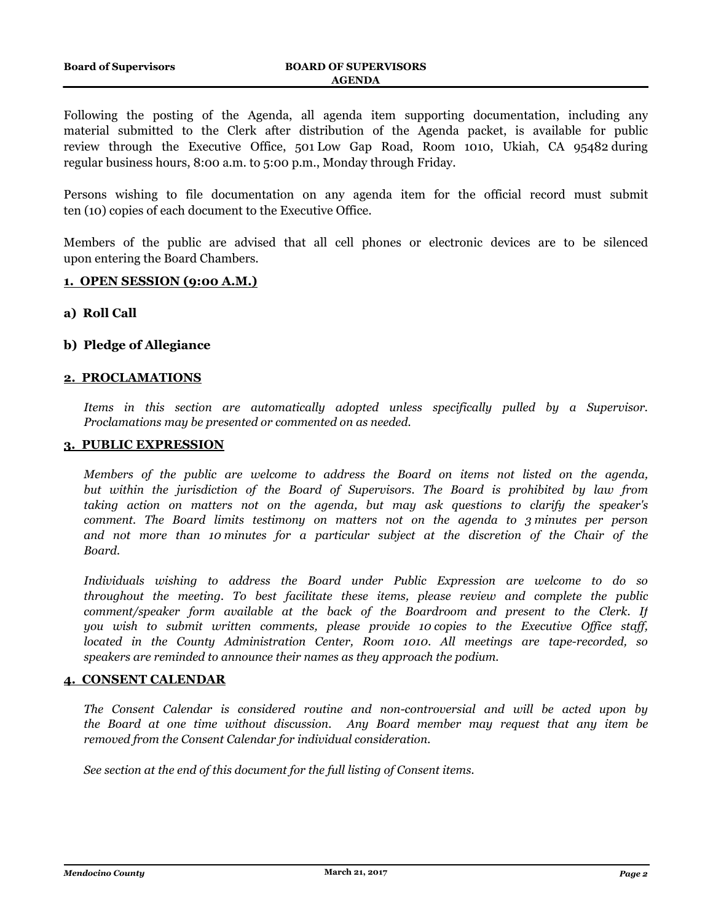Following the posting of the Agenda, all agenda item supporting documentation, including any material submitted to the Clerk after distribution of the Agenda packet, is available for public review through the Executive Office, 501 Low Gap Road, Room 1010, Ukiah, CA 95482 during regular business hours, 8:00 a.m. to 5:00 p.m., Monday through Friday.

Persons wishing to file documentation on any agenda item for the official record must submit ten (10) copies of each document to the Executive Office.

Members of the public are advised that all cell phones or electronic devices are to be silenced upon entering the Board Chambers.

## 1. OPEN SESSION (9:00 A.M.)

### a) Roll Call

### b) Pledge of Allegiance

## 2. PROCLAMATIONS

*Items in this section are automatically adopted unless specifically pulled by a Supervisor. Proclamations may be presented or commented on as needed.*

## 3. PUBLIC EXPRESSION

*Members of the public are welcome to address the Board on items not listed on the agenda, but within the jurisdiction of the Board of Supervisors. The Board is prohibited by law from taking action on matters not on the agenda, but may ask questions to clarify the speaker's comment. The Board limits testimony on matters not on the agenda to 3 minutes per person and not more than 10 minutes for a particular subject at the discretion of the Chair of the Board.*

*Individuals wishing to address the Board under Public Expression are welcome to do so throughout the meeting. To best facilitate these items, please review and complete the public comment/speaker form available at the back of the Boardroom and present to the Clerk. If you wish to submit written comments, please provide 10 copies to the Executive Office staff, located in the County Administration Center, Room 1010. All meetings are tape-recorded, so speakers are reminded to announce their names as they approach the podium.*

## 4. CONSENT CALENDAR

*The Consent Calendar is considered routine and non-controversial and will be acted upon by the Board at one time without discussion. Any Board member may request that any item be removed from the Consent Calendar for individual consideration.*

*See section at the end of this document for the full listing of Consent items.*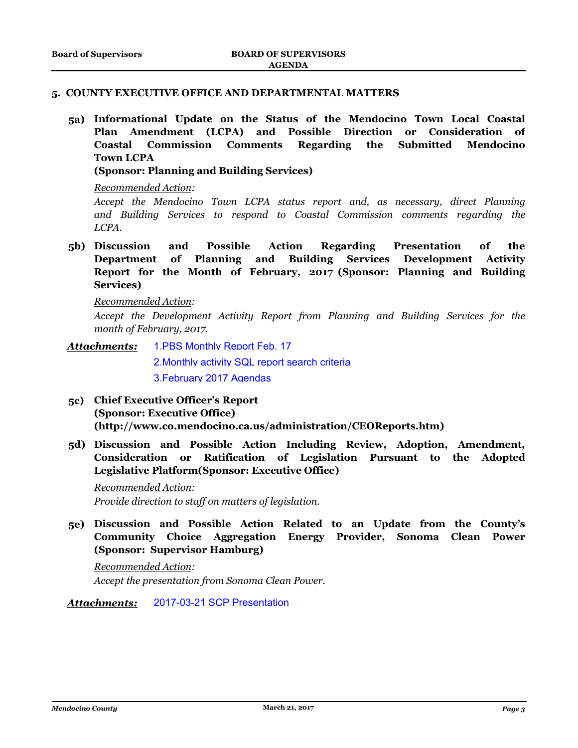## 5. COUNTY EXECUTIVE OFFICE AND DEPARTMENTAL MATTERS

**5a) Informational Update on the Status of the Mendocino Town Local Coastal Plan Amendment (LCPA) and Possible Direction or Consideration of Coastal Commission Comments Regarding the Submitted Mendocino Town LCPA**
**(Sponsor: Planning and Building Services)**

*Recommended Action:*

*Accept the Mendocino Town LCPA status report and, as necessary, direct Planning and Building Services to respond to Coastal Commission comments regarding the LCPA.*

**5b) Discussion and Possible Action Regarding Presentation of the Department of Planning and Building Services Development Activity Report for the Month of February, 2017 (Sponsor: Planning and Building Services)**

*Recommended Action:*

*Accept the Development Activity Report from Planning and Building Services for the month of February, 2017.*

***Attachments:*** 1.PBS Monthly Report Feb. 17
2.Monthly activity SQL report search criteria
3.February 2017 Agendas

**5c) Chief Executive Officer's Report**
**(Sponsor: Executive Office)**
**(http://www.co.mendocino.ca.us/administration/CEOReports.htm)**

**5d) Discussion and Possible Action Including Review, Adoption, Amendment, Consideration or Ratification of Legislation Pursuant to the Adopted Legislative Platform(Sponsor: Executive Office)**

*Recommended Action:*
*Provide direction to staff on matters of legislation.*

**5e) Discussion and Possible Action Related to an Update from the County's Community Choice Aggregation Energy Provider, Sonoma Clean Power (Sponsor: Supervisor Hamburg)**

*Recommended Action:*
*Accept the presentation from Sonoma Clean Power.*

***Attachments:*** 2017-03-21 SCP Presentation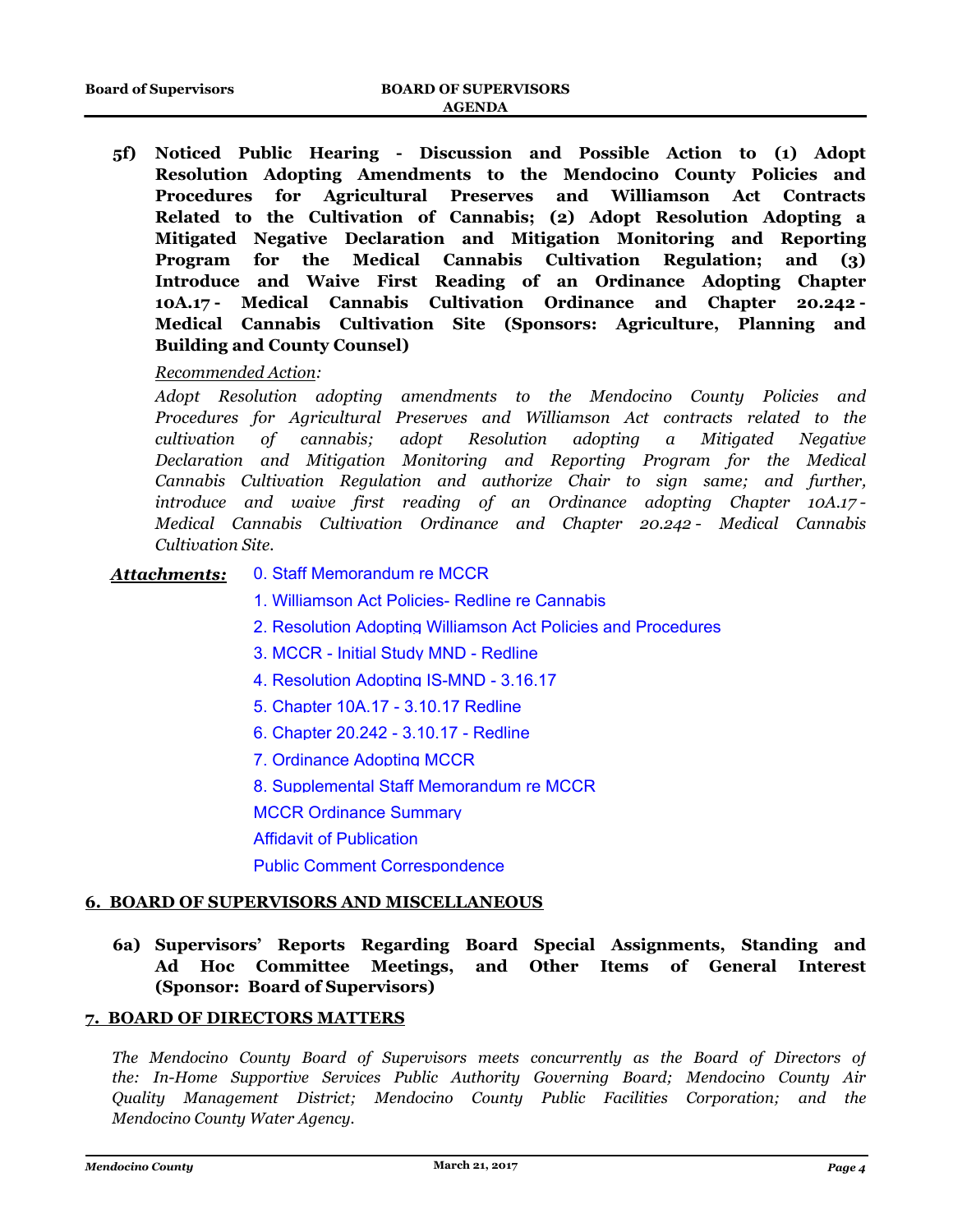**5f) Noticed Public Hearing - Discussion and Possible Action to (1) Adopt Resolution Adopting Amendments to the Mendocino County Policies and Procedures for Agricultural Preserves and Williamson Act Contracts Related to the Cultivation of Cannabis; (2) Adopt Resolution Adopting a Mitigated Negative Declaration and Mitigation Monitoring and Reporting Program for the Medical Cannabis Cultivation Regulation; and (3) Introduce and Waive First Reading of an Ordinance Adopting Chapter 10A.17 - Medical Cannabis Cultivation Ordinance and Chapter 20.242 - Medical Cannabis Cultivation Site (Sponsors: Agriculture, Planning and Building and County Counsel)**

*Recommended Action:*

*Adopt Resolution adopting amendments to the Mendocino County Policies and Procedures for Agricultural Preserves and Williamson Act contracts related to the cultivation of cannabis; adopt Resolution adopting a Mitigated Negative Declaration and Mitigation Monitoring and Reporting Program for the Medical Cannabis Cultivation Regulation and authorize Chair to sign same; and further, introduce and waive first reading of an Ordinance adopting Chapter 10A.17 - Medical Cannabis Cultivation Ordinance and Chapter 20.242 - Medical Cannabis Cultivation Site.*

***Attachments:***

- 0. Staff Memorandum re MCCR
- 1. Williamson Act Policies- Redline re Cannabis
- 2. Resolution Adopting Williamson Act Policies and Procedures
- 3. MCCR - Initial Study MND - Redline
- 4. Resolution Adopting IS-MND - 3.16.17
- 5. Chapter 10A.17 - 3.10.17 Redline
- 6. Chapter 20.242 - 3.10.17 - Redline
- 7. Ordinance Adopting MCCR
- 8. Supplemental Staff Memorandum re MCCR
- MCCR Ordinance Summary
- Affidavit of Publication
- Public Comment Correspondence

## 6. BOARD OF SUPERVISORS AND MISCELLANEOUS

**6a) Supervisors' Reports Regarding Board Special Assignments, Standing and Ad Hoc Committee Meetings, and Other Items of General Interest (Sponsor: Board of Supervisors)**

## 7. BOARD OF DIRECTORS MATTERS

*The Mendocino County Board of Supervisors meets concurrently as the Board of Directors of the: In-Home Supportive Services Public Authority Governing Board; Mendocino County Air Quality Management District; Mendocino County Public Facilities Corporation; and the Mendocino County Water Agency.*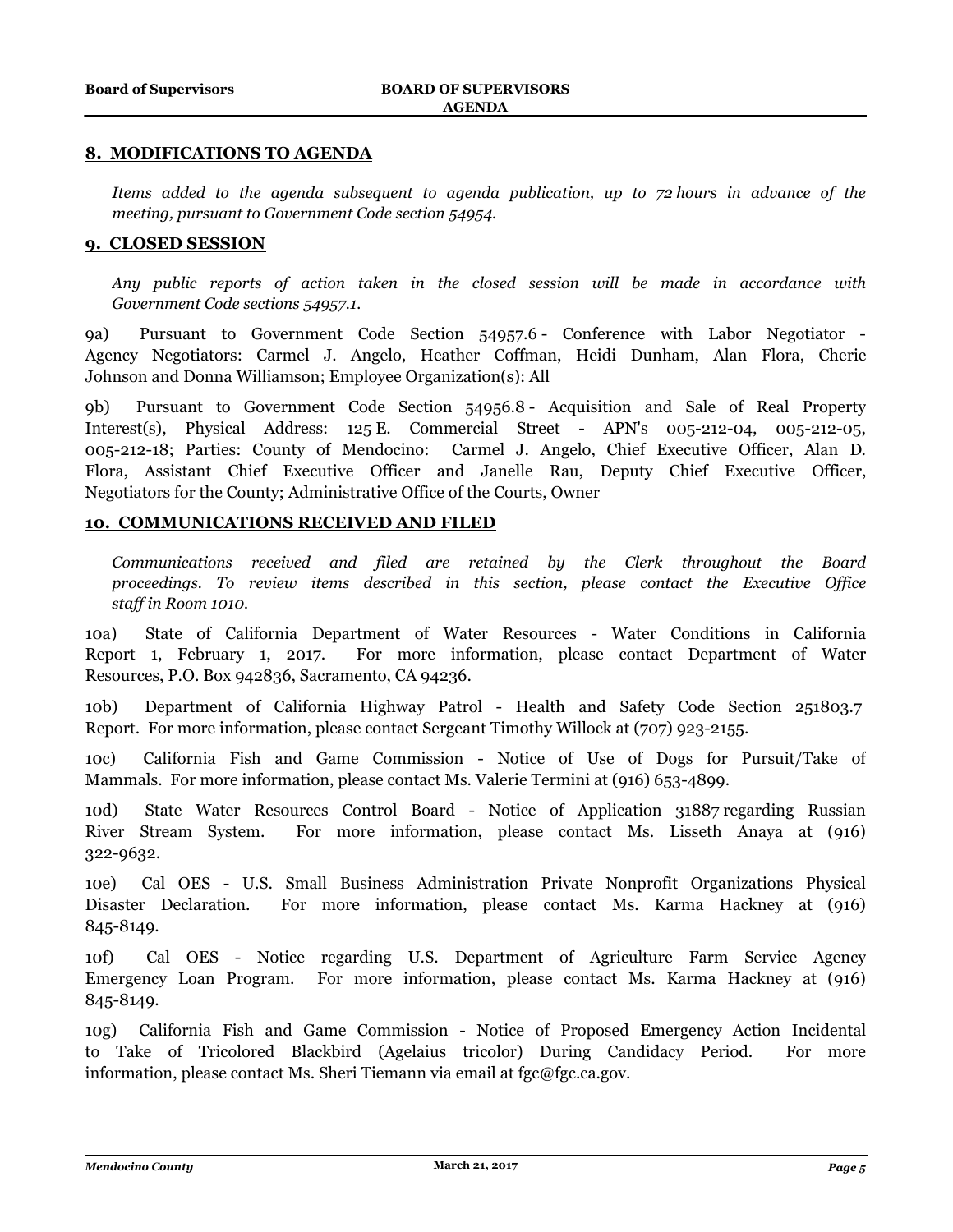## 8. MODIFICATIONS TO AGENDA

*Items added to the agenda subsequent to agenda publication, up to 72 hours in advance of the meeting, pursuant to Government Code section 54954.*

## 9. CLOSED SESSION

*Any public reports of action taken in the closed session will be made in accordance with Government Code sections 54957.1.*

9a) Pursuant to Government Code Section 54957.6 - Conference with Labor Negotiator - Agency Negotiators: Carmel J. Angelo, Heather Coffman, Heidi Dunham, Alan Flora, Cherie Johnson and Donna Williamson; Employee Organization(s): All

9b) Pursuant to Government Code Section 54956.8 - Acquisition and Sale of Real Property Interest(s), Physical Address: 125 E. Commercial Street - APN's 005-212-04, 005-212-05, 005-212-18; Parties: County of Mendocino: Carmel J. Angelo, Chief Executive Officer, Alan D. Flora, Assistant Chief Executive Officer and Janelle Rau, Deputy Chief Executive Officer, Negotiators for the County; Administrative Office of the Courts, Owner

## 10. COMMUNICATIONS RECEIVED AND FILED

*Communications received and filed are retained by the Clerk throughout the Board proceedings. To review items described in this section, please contact the Executive Office staff in Room 1010.*

10a) State of California Department of Water Resources - Water Conditions in California Report 1, February 1, 2017. For more information, please contact Department of Water Resources, P.O. Box 942836, Sacramento, CA 94236.

10b) Department of California Highway Patrol - Health and Safety Code Section 251803.7 Report. For more information, please contact Sergeant Timothy Willock at (707) 923-2155.

10c) California Fish and Game Commission - Notice of Use of Dogs for Pursuit/Take of Mammals. For more information, please contact Ms. Valerie Termini at (916) 653-4899.

10d) State Water Resources Control Board - Notice of Application 31887 regarding Russian River Stream System. For more information, please contact Ms. Lisseth Anaya at (916) 322-9632.

10e) Cal OES - U.S. Small Business Administration Private Nonprofit Organizations Physical Disaster Declaration. For more information, please contact Ms. Karma Hackney at (916) 845-8149.

10f) Cal OES - Notice regarding U.S. Department of Agriculture Farm Service Agency Emergency Loan Program. For more information, please contact Ms. Karma Hackney at (916) 845-8149.

10g) California Fish and Game Commission - Notice of Proposed Emergency Action Incidental to Take of Tricolored Blackbird (Agelaius tricolor) During Candidacy Period. For more information, please contact Ms. Sheri Tiemann via email at fgc@fgc.ca.gov.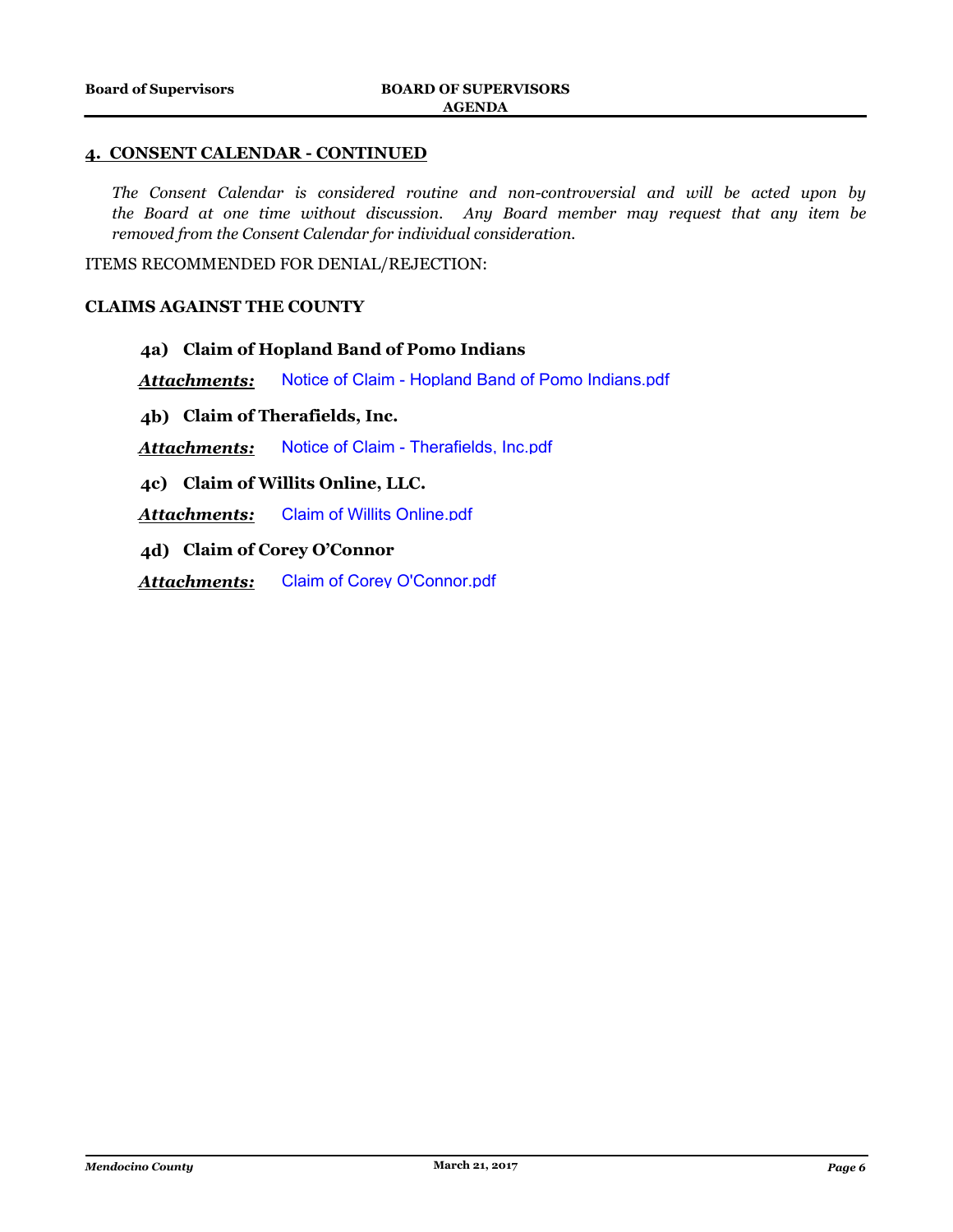## 4. CONSENT CALENDAR - CONTINUED

*The Consent Calendar is considered routine and non-controversial and will be acted upon by the Board at one time without discussion. Any Board member may request that any item be removed from the Consent Calendar for individual consideration.*

ITEMS RECOMMENDED FOR DENIAL/REJECTION:

### CLAIMS AGAINST THE COUNTY

**4a) Claim of Hopland Band of Pomo Indians**

***Attachments:*** Notice of Claim - Hopland Band of Pomo Indians.pdf

**4b) Claim of Therafields, Inc.**

***Attachments:*** Notice of Claim - Therafields, Inc.pdf

**4c) Claim of Willits Online, LLC.**

***Attachments:*** Claim of Willits Online.pdf

**4d) Claim of Corey O'Connor**

***Attachments:*** Claim of Corey O'Connor.pdf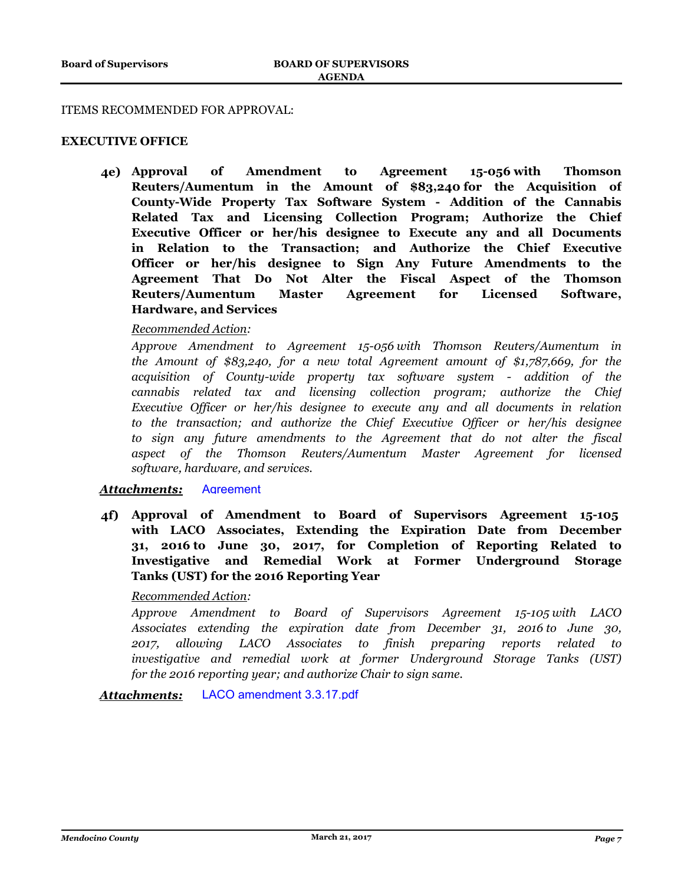ITEMS RECOMMENDED FOR APPROVAL:

## EXECUTIVE OFFICE

**4e) Approval of Amendment to Agreement 15-056 with Thomson Reuters/Aumentum in the Amount of $83,240 for the Acquisition of County-Wide Property Tax Software System - Addition of the Cannabis Related Tax and Licensing Collection Program; Authorize the Chief Executive Officer or her/his designee to Execute any and all Documents in Relation to the Transaction; and Authorize the Chief Executive Officer or her/his designee to Sign Any Future Amendments to the Agreement That Do Not Alter the Fiscal Aspect of the Thomson Reuters/Aumentum Master Agreement for Licensed Software, Hardware, and Services**

*Recommended Action:*

*Approve Amendment to Agreement 15-056 with Thomson Reuters/Aumentum in the Amount of $83,240, for a new total Agreement amount of $1,787,669, for the acquisition of County-wide property tax software system - addition of the cannabis related tax and licensing collection program; authorize the Chief Executive Officer or her/his designee to execute any and all documents in relation to the transaction; and authorize the Chief Executive Officer or her/his designee to sign any future amendments to the Agreement that do not alter the fiscal aspect of the Thomson Reuters/Aumentum Master Agreement for licensed software, hardware, and services.*

***Attachments:*** Agreement

**4f) Approval of Amendment to Board of Supervisors Agreement 15-105 with LACO Associates, Extending the Expiration Date from December 31, 2016 to June 30, 2017, for Completion of Reporting Related to Investigative and Remedial Work at Former Underground Storage Tanks (UST) for the 2016 Reporting Year**

*Recommended Action:*

*Approve Amendment to Board of Supervisors Agreement 15-105 with LACO Associates extending the expiration date from December 31, 2016 to June 30, 2017, allowing LACO Associates to finish preparing reports related to investigative and remedial work at former Underground Storage Tanks (UST) for the 2016 reporting year; and authorize Chair to sign same.*

***Attachments:*** LACO amendment 3.3.17.pdf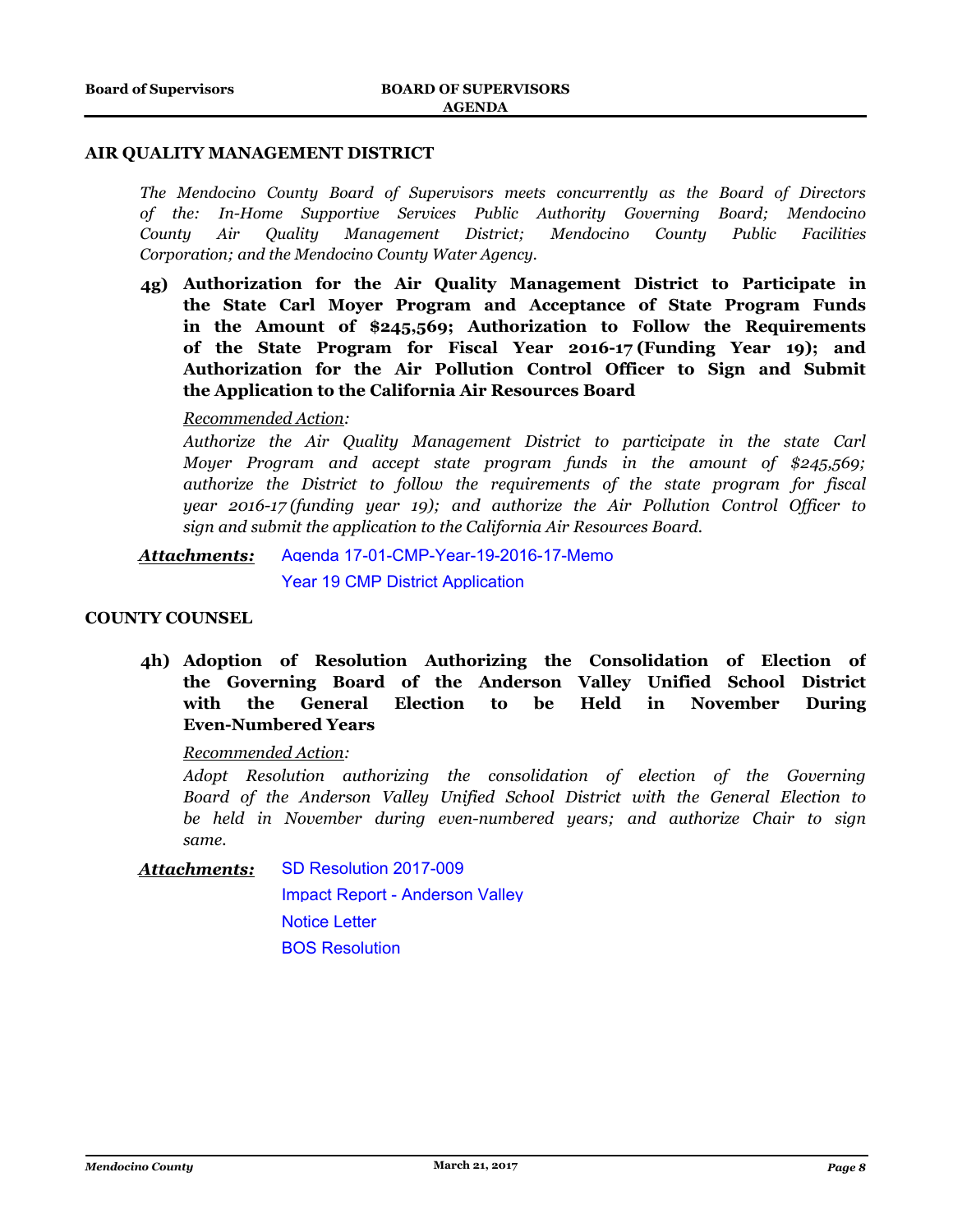## AIR QUALITY MANAGEMENT DISTRICT

*The Mendocino County Board of Supervisors meets concurrently as the Board of Directors of the: In-Home Supportive Services Public Authority Governing Board; Mendocino County Air Quality Management District; Mendocino County Public Facilities Corporation; and the Mendocino County Water Agency.*

**4g) Authorization for the Air Quality Management District to Participate in the State Carl Moyer Program and Acceptance of State Program Funds in the Amount of $245,569; Authorization to Follow the Requirements of the State Program for Fiscal Year 2016-17 (Funding Year 19); and Authorization for the Air Pollution Control Officer to Sign and Submit the Application to the California Air Resources Board**

*Recommended Action:*

*Authorize the Air Quality Management District to participate in the state Carl Moyer Program and accept state program funds in the amount of $245,569; authorize the District to follow the requirements of the state program for fiscal year 2016-17 (funding year 19); and authorize the Air Pollution Control Officer to sign and submit the application to the California Air Resources Board.*

***Attachments:*** Agenda 17-01-CMP-Year-19-2016-17-Memo
Year 19 CMP District Application

## COUNTY COUNSEL

**4h) Adoption of Resolution Authorizing the Consolidation of Election of the Governing Board of the Anderson Valley Unified School District with the General Election to be Held in November During Even-Numbered Years**

*Recommended Action:*

*Adopt Resolution authorizing the consolidation of election of the Governing Board of the Anderson Valley Unified School District with the General Election to be held in November during even-numbered years; and authorize Chair to sign same.*

***Attachments:*** SD Resolution 2017-009
Impact Report - Anderson Valley
Notice Letter
BOS Resolution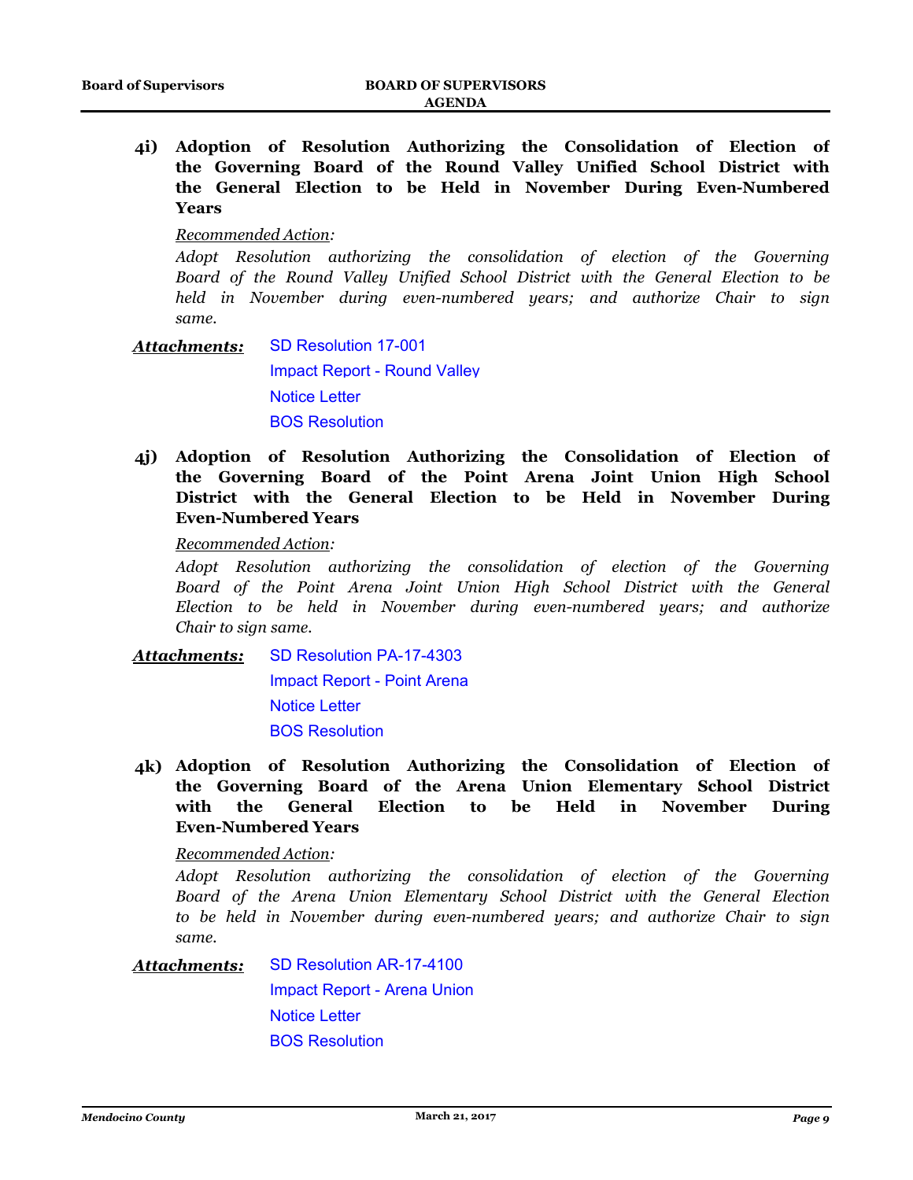**4i) Adoption of Resolution Authorizing the Consolidation of Election of the Governing Board of the Round Valley Unified School District with the General Election to be Held in November During Even-Numbered Years**

*Recommended Action:*

*Adopt Resolution authorizing the consolidation of election of the Governing Board of the Round Valley Unified School District with the General Election to be held in November during even-numbered years; and authorize Chair to sign same.*

***Attachments:*** SD Resolution 17-001
Impact Report - Round Valley
Notice Letter
BOS Resolution

**4j) Adoption of Resolution Authorizing the Consolidation of Election of the Governing Board of the Point Arena Joint Union High School District with the General Election to be Held in November During Even-Numbered Years**

*Recommended Action:*

*Adopt Resolution authorizing the consolidation of election of the Governing Board of the Point Arena Joint Union High School District with the General Election to be held in November during even-numbered years; and authorize Chair to sign same.*

***Attachments:*** SD Resolution PA-17-4303
Impact Report - Point Arena
Notice Letter
BOS Resolution

**4k) Adoption of Resolution Authorizing the Consolidation of Election of the Governing Board of the Arena Union Elementary School District with the General Election to be Held in November During Even-Numbered Years**

*Recommended Action:*

*Adopt Resolution authorizing the consolidation of election of the Governing Board of the Arena Union Elementary School District with the General Election to be held in November during even-numbered years; and authorize Chair to sign same.*

***Attachments:*** SD Resolution AR-17-4100
Impact Report - Arena Union
Notice Letter
BOS Resolution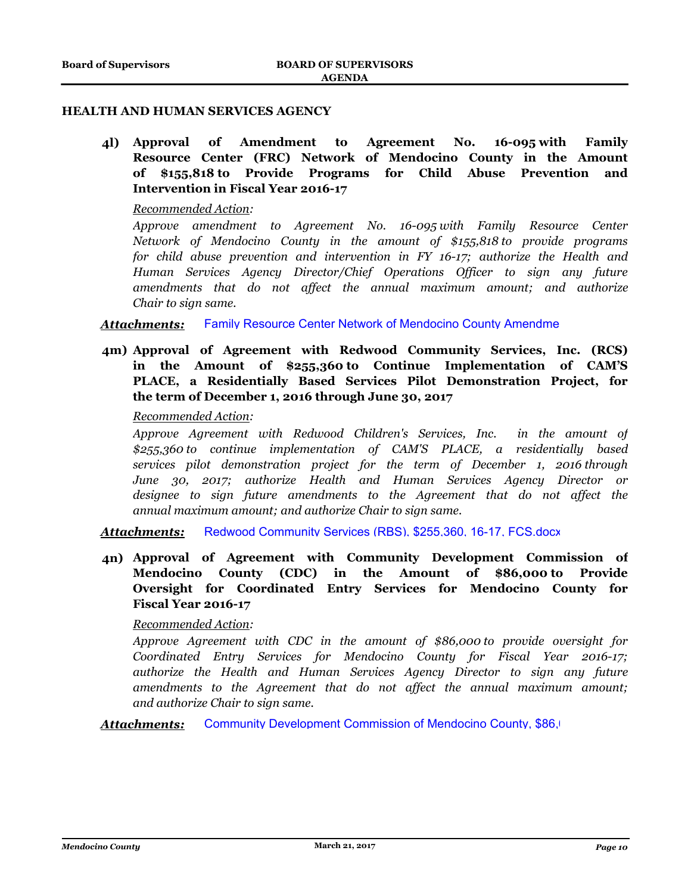## HEALTH AND HUMAN SERVICES AGENCY

**4l) Approval of Amendment to Agreement No. 16-095 with Family Resource Center (FRC) Network of Mendocino County in the Amount of $155,818 to Provide Programs for Child Abuse Prevention and Intervention in Fiscal Year 2016-17**

*Recommended Action:*

*Approve amendment to Agreement No. 16-095 with Family Resource Center Network of Mendocino County in the amount of $155,818 to provide programs for child abuse prevention and intervention in FY 16-17; authorize the Health and Human Services Agency Director/Chief Operations Officer to sign any future amendments that do not affect the annual maximum amount; and authorize Chair to sign same.*

***Attachments:*** Family Resource Center Network of Mendocino County Amendme

**4m) Approval of Agreement with Redwood Community Services, Inc. (RCS) in the Amount of $255,360 to Continue Implementation of CAM'S PLACE, a Residentially Based Services Pilot Demonstration Project, for the term of December 1, 2016 through June 30, 2017**

*Recommended Action:*

*Approve Agreement with Redwood Children's Services, Inc. in the amount of $255,360 to continue implementation of CAM'S PLACE, a residentially based services pilot demonstration project for the term of December 1, 2016 through June 30, 2017; authorize Health and Human Services Agency Director or designee to sign future amendments to the Agreement that do not affect the annual maximum amount; and authorize Chair to sign same.*

***Attachments:*** Redwood Community Services (RBS), $255,360, 16-17, FCS.docx

**4n) Approval of Agreement with Community Development Commission of Mendocino County (CDC) in the Amount of $86,000 to Provide Oversight for Coordinated Entry Services for Mendocino County for Fiscal Year 2016-17**

*Recommended Action:*

*Approve Agreement with CDC in the amount of $86,000 to provide oversight for Coordinated Entry Services for Mendocino County for Fiscal Year 2016-17; authorize the Health and Human Services Agency Director to sign any future amendments to the Agreement that do not affect the annual maximum amount; and authorize Chair to sign same.*

***Attachments:*** Community Development Commission of Mendocino County, $86,(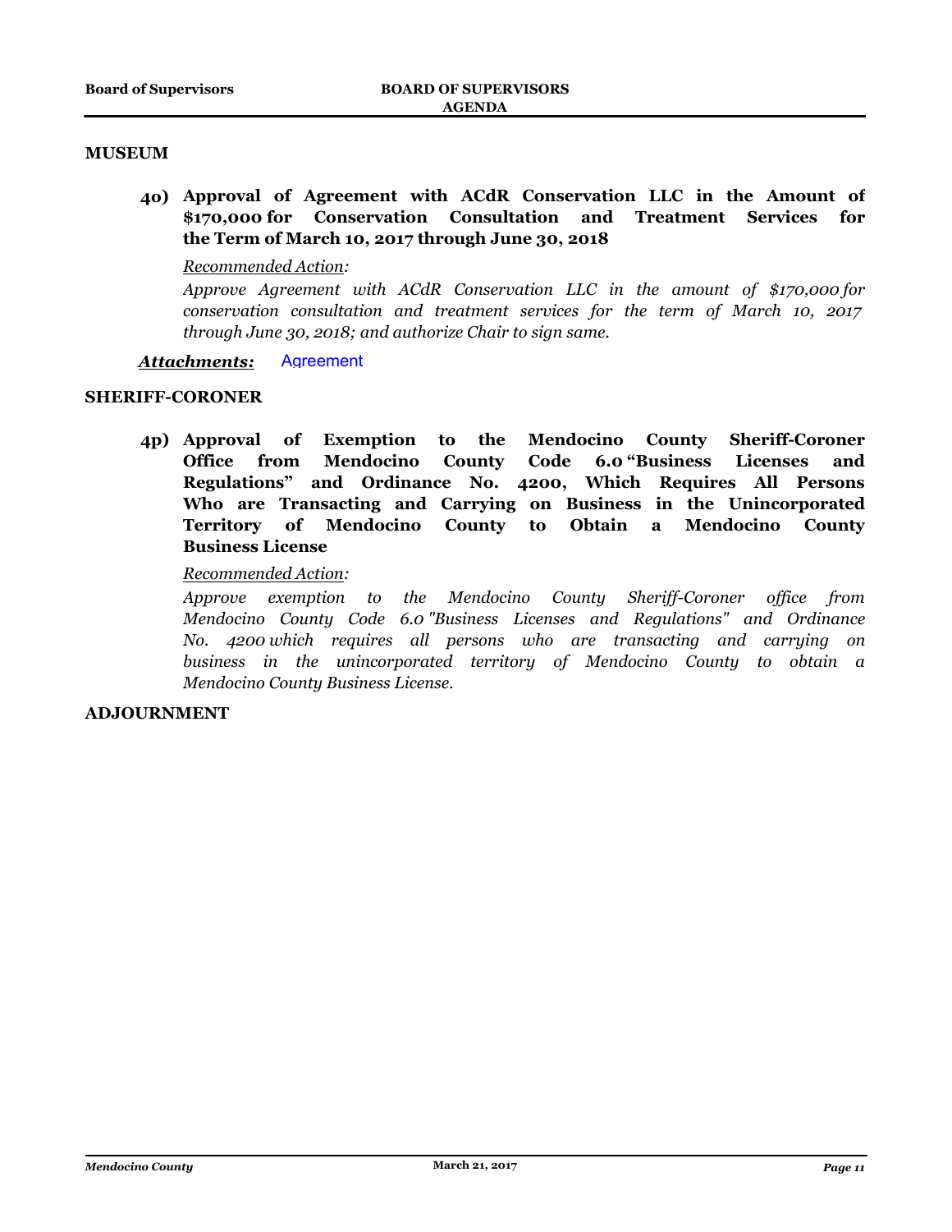## MUSEUM

**4o) Approval of Agreement with ACdR Conservation LLC in the Amount of $170,000 for Conservation Consultation and Treatment Services for the Term of March 10, 2017 through June 30, 2018**

*Recommended Action:*

*Approve Agreement with ACdR Conservation LLC in the amount of $170,000 for conservation consultation and treatment services for the term of March 10, 2017 through June 30, 2018; and authorize Chair to sign same.*

***Attachments:*** Agreement

## SHERIFF-CORONER

**4p) Approval of Exemption to the Mendocino County Sheriff-Coroner Office from Mendocino County Code 6.0 "Business Licenses and Regulations" and Ordinance No. 4200, Which Requires All Persons Who are Transacting and Carrying on Business in the Unincorporated Territory of Mendocino County to Obtain a Mendocino County Business License**

*Recommended Action:*

*Approve exemption to the Mendocino County Sheriff-Coroner office from Mendocino County Code 6.0 "Business Licenses and Regulations" and Ordinance No. 4200 which requires all persons who are transacting and carrying on business in the unincorporated territory of Mendocino County to obtain a Mendocino County Business License.*

## ADJOURNMENT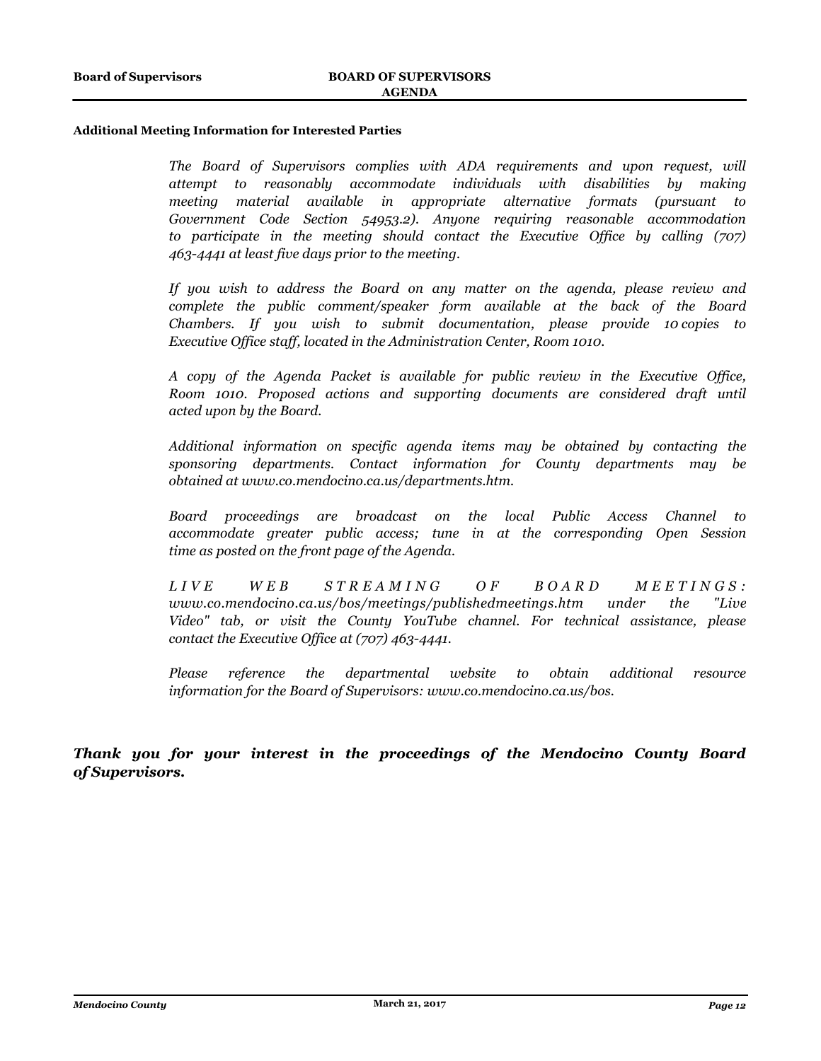**Additional Meeting Information for Interested Parties**

*The Board of Supervisors complies with ADA requirements and upon request, will attempt to reasonably accommodate individuals with disabilities by making meeting material available in appropriate alternative formats (pursuant to Government Code Section 54953.2). Anyone requiring reasonable accommodation to participate in the meeting should contact the Executive Office by calling (707) 463-4441 at least five days prior to the meeting.*

*If you wish to address the Board on any matter on the agenda, please review and complete the public comment/speaker form available at the back of the Board Chambers. If you wish to submit documentation, please provide 10 copies to Executive Office staff, located in the Administration Center, Room 1010.*

*A copy of the Agenda Packet is available for public review in the Executive Office, Room 1010. Proposed actions and supporting documents are considered draft until acted upon by the Board.*

*Additional information on specific agenda items may be obtained by contacting the sponsoring departments. Contact information for County departments may be obtained at www.co.mendocino.ca.us/departments.htm.*

*Board proceedings are broadcast on the local Public Access Channel to accommodate greater public access; tune in at the corresponding Open Session time as posted on the front page of the Agenda.*

*LIVE WEB STREAMING OF BOARD MEETINGS: www.co.mendocino.ca.us/bos/meetings/publishedmeetings.htm under the "Live Video" tab, or visit the County YouTube channel. For technical assistance, please contact the Executive Office at (707) 463-4441.*

*Please reference the departmental website to obtain additional resource information for the Board of Supervisors: www.co.mendocino.ca.us/bos.*

***Thank you for your interest in the proceedings of the Mendocino County Board of Supervisors.***